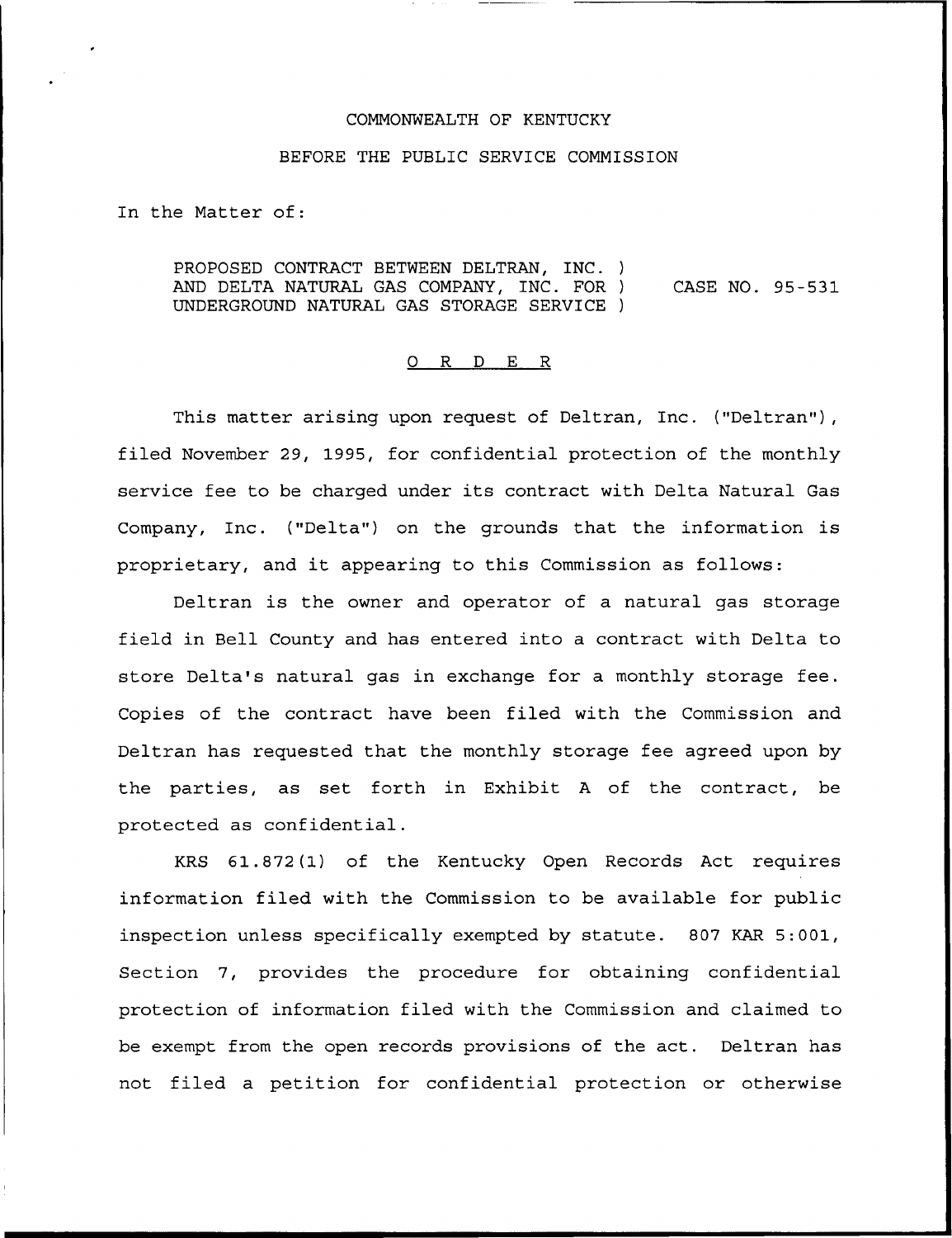COMMONWEALTH OF KENTUCKY

BEFORE THE PUBLIC SERVICE COMMISSION

In the Matter of:

PROPOSED CONTRACT BETWEEN DELTRAN, INC. )
AND DELTA NATURAL GAS COMPANY, INC. FOR ) CASE NO. 95-531
UNDERGROUND NATURAL GAS STORAGE SERVICE )

O R D E R

This matter arising upon request of Deltran, Inc. ("Deltran"), filed November 29, 1995, for confidential protection of the monthly service fee to be charged under its contract with Delta Natural Gas Company, Inc. ("Delta") on the grounds that the information is proprietary, and it appearing to this Commission as follows:

Deltran is the owner and operator of a natural gas storage field in Bell County and has entered into a contract with Delta to store Delta's natural gas in exchange for a monthly storage fee. Copies of the contract have been filed with the Commission and Deltran has requested that the monthly storage fee agreed upon by the parties, as set forth in Exhibit A of the contract, be protected as confidential.

KRS 61.872(1) of the Kentucky Open Records Act requires information filed with the Commission to be available for public inspection unless specifically exempted by statute. 807 KAR 5:001, Section 7, provides the procedure for obtaining confidential protection of information filed with the Commission and claimed to be exempt from the open records provisions of the act. Deltran has not filed a petition for confidential protection or otherwise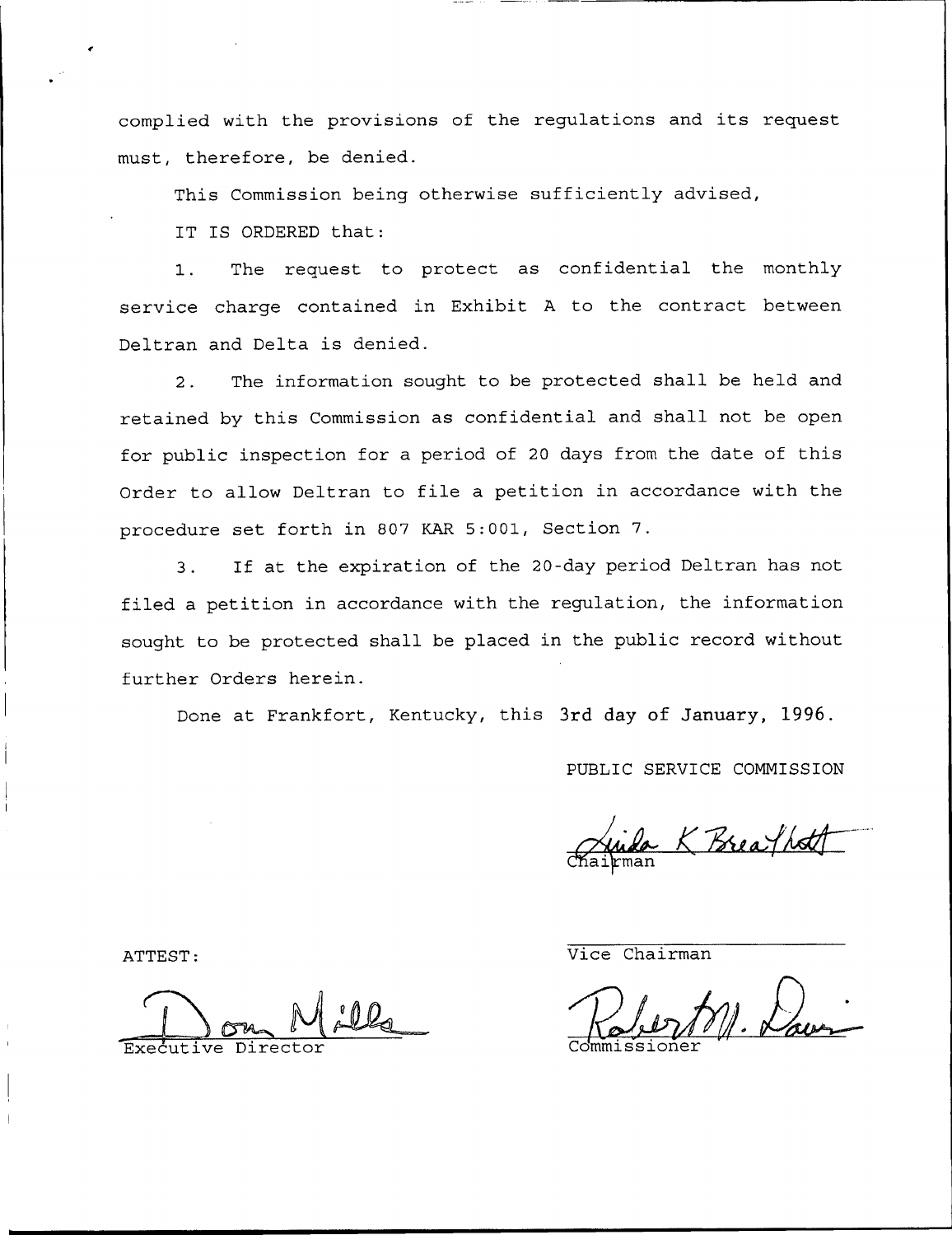complied with the provisions of the regulations and its request must, therefore, be denied.

This Commission being otherwise sufficiently advised,

IT IS ORDERED that:

1. The request to protect as confidential the monthly service charge contained in Exhibit A to the contract between Deltran and Delta is denied.

2. The information sought to be protected shall be held and retained by this Commission as confidential and shall not be open for public inspection for a period of 20 days from the date of this Order to allow Deltran to file a petition in accordance with the procedure set forth in 807 KAR 5:001, Section 7.

3. If at the expiration of the 20-day period Deltran has not filed a petition in accordance with the regulation, the information sought to be protected shall be placed in the public record without further Orders herein.

Done at Frankfort, Kentucky, this 3rd day of January, 1996.

PUBLIC SERVICE COMMISSION

Chairman

Vice Chairman

Commissioner

ATTEST:

Executive Director